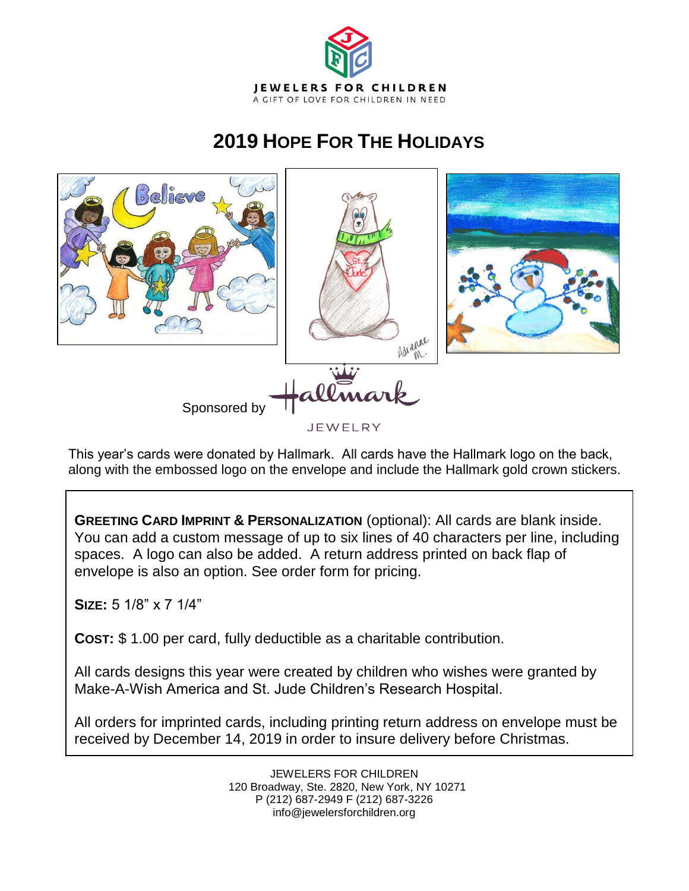JEWELERS FOR CHILDREN

A GIFT OF LOVE FOR CHILDREN IN NEED

# 2019 HOPE FOR THE HOLIDAYS

Sponsored by Hallmark JEWELRY

This year's cards were donated by Hallmark. All cards have the Hallmark logo on the back, along with the embossed logo on the envelope and include the Hallmark gold crown stickers.

**GREETING CARD IMPRINT & PERSONALIZATION** (optional): All cards are blank inside. You can add a custom message of up to six lines of 40 characters per line, including spaces. A logo can also be added. A return address printed on back flap of envelope is also an option. See order form for pricing.

**SIZE:** 5 1/8" x 7 1/4"

**COST:** $ 1.00 per card, fully deductible as a charitable contribution.

All cards designs this year were created by children who wishes were granted by Make-A-Wish America and St. Jude Children's Research Hospital.

All orders for imprinted cards, including printing return address on envelope must be received by December 14, 2019 in order to insure delivery before Christmas.

JEWELERS FOR CHILDREN
120 Broadway, Ste. 2820, New York, NY 10271
P (212) 687-2949 F (212) 687-3226
info@jewelersforchildren.org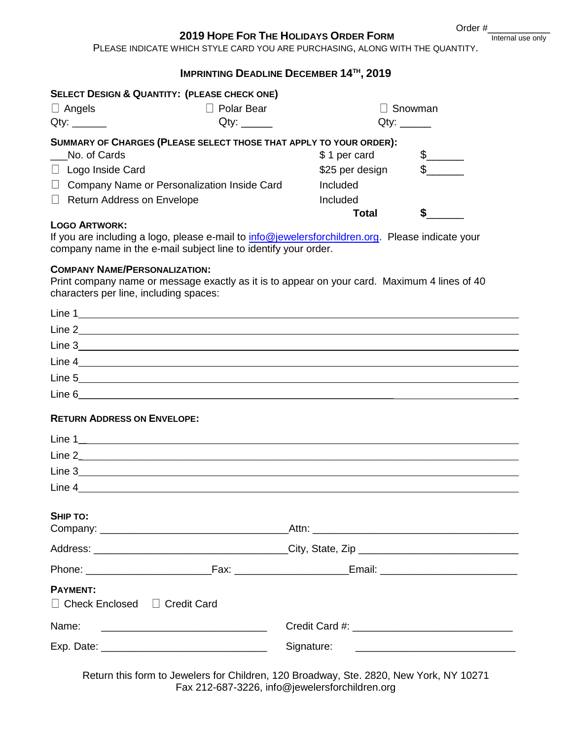Order #___________
Internal use only

## 2019 Hope For The Holidays Order Form

Please indicate which style card you are purchasing, along with the quantity.

### Imprinting Deadline December 14th, 2019

**Select Design & Quantity: (Please check one)**

| | | |
|---|---|---|
| ☐ Angels | ☐ Polar Bear | ☐ Snowman |
| Qty: ______ | Qty: _____ | Qty: _____ |

**Summary of Charges (Please select those that apply to your order):**

| | | |
|---|---|---|
| ___No. of Cards | $ 1 per card | $______ |
| ☐ Logo Inside Card | $25 per design | $______ |
| ☐ Company Name or Personalization Inside Card | Included | |
| ☐ Return Address on Envelope | Included | |
| | **Total** | **$______** |

**Logo Artwork:**

If you are including a logo, please e-mail to info@jewelersforchildren.org. Please indicate your company name in the e-mail subject line to identify your order.

**Company Name/Personalization:**

Print company name or message exactly as it is to appear on your card. Maximum 4 lines of 40 characters per line, including spaces:

Line 1______________________________________________________________

Line 2______________________________________________________________

Line 3______________________________________________________________

Line 4______________________________________________________________

Line 5______________________________________________________________

Line 6______________________________________________________________

**Return Address on Envelope:**

Line 1______________________________________________________________

Line 2______________________________________________________________

Line 3______________________________________________________________

Line 4______________________________________________________________

**Ship To:**

Company: _________________________________ Attn: _____________________________________

Address: __________________________________ City, State, Zip ___________________________

Phone: ______________________ Fax: ____________________ Email: ________________________

**Payment:**

☐ Check Enclosed ☐ Credit Card

Name: _____________________________ Credit Card #: ___________________________

Exp. Date: _____________________________ Signature: ___________________________

Return this form to Jewelers for Children, 120 Broadway, Ste. 2820, New York, NY 10271
Fax 212-687-3226, info@jewelersforchildren.org